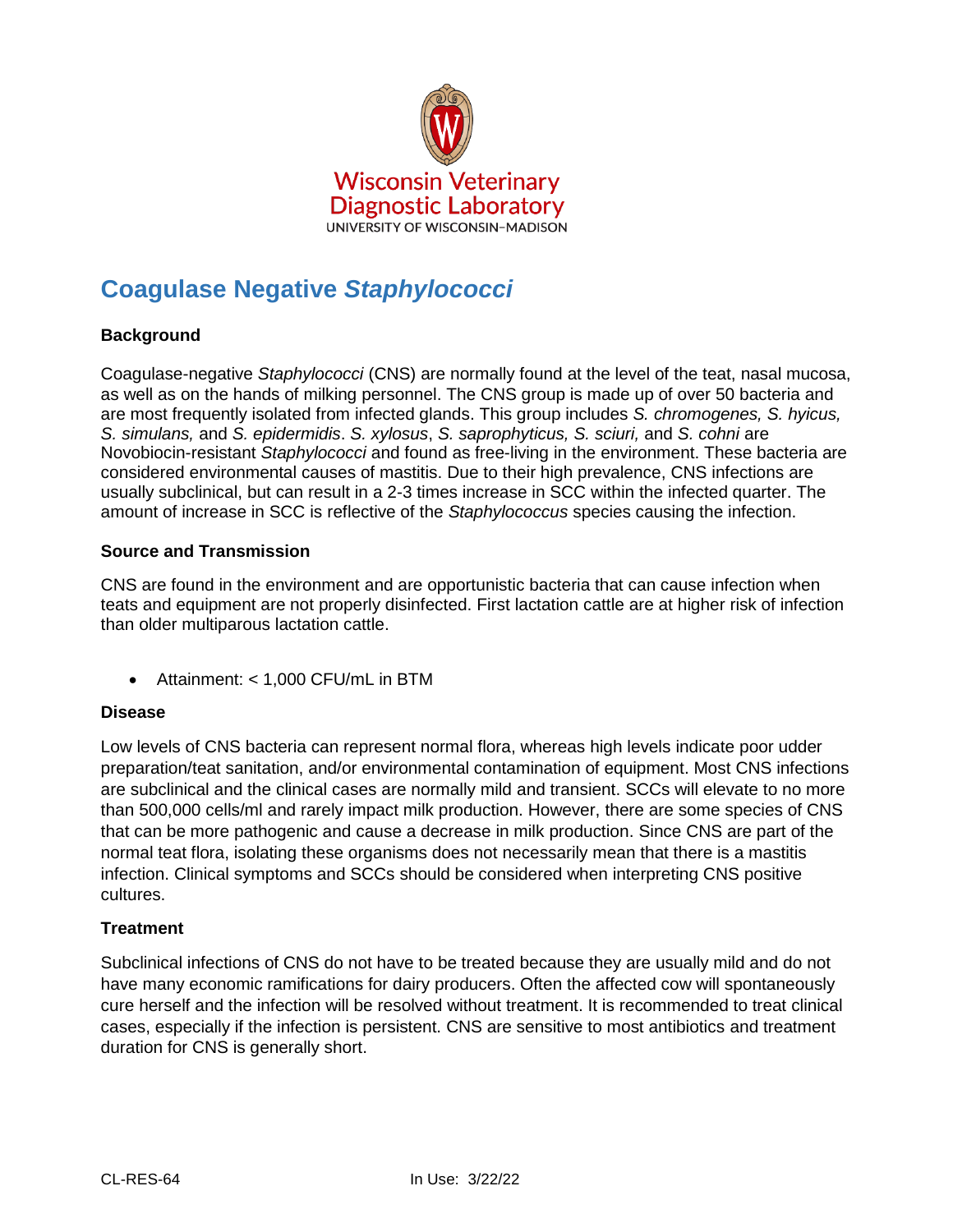Wisconsin Veterinary Diagnostic Laboratory
UNIVERSITY OF WISCONSIN–MADISON

# Coagulase Negative *Staphylococci*

**Background**

Coagulase-negative *Staphylococci* (CNS) are normally found at the level of the teat, nasal mucosa, as well as on the hands of milking personnel. The CNS group is made up of over 50 bacteria and are most frequently isolated from infected glands. This group includes *S. chromogenes, S. hyicus, S. simulans,* and *S. epidermidis*. *S. xylosus*, *S. saprophyticus, S. sciuri,* and *S. cohni* are Novobiocin-resistant *Staphylococci* and found as free-living in the environment. These bacteria are considered environmental causes of mastitis. Due to their high prevalence, CNS infections are usually subclinical, but can result in a 2-3 times increase in SCC within the infected quarter. The amount of increase in SCC is reflective of the *Staphylococcus* species causing the infection.

**Source and Transmission**

CNS are found in the environment and are opportunistic bacteria that can cause infection when teats and equipment are not properly disinfected. First lactation cattle are at higher risk of infection than older multiparous lactation cattle.

- Attainment: < 1,000 CFU/mL in BTM

**Disease**

Low levels of CNS bacteria can represent normal flora, whereas high levels indicate poor udder preparation/teat sanitation, and/or environmental contamination of equipment. Most CNS infections are subclinical and the clinical cases are normally mild and transient. SCCs will elevate to no more than 500,000 cells/ml and rarely impact milk production. However, there are some species of CNS that can be more pathogenic and cause a decrease in milk production. Since CNS are part of the normal teat flora, isolating these organisms does not necessarily mean that there is a mastitis infection. Clinical symptoms and SCCs should be considered when interpreting CNS positive cultures.

**Treatment**

Subclinical infections of CNS do not have to be treated because they are usually mild and do not have many economic ramifications for dairy producers. Often the affected cow will spontaneously cure herself and the infection will be resolved without treatment. It is recommended to treat clinical cases, especially if the infection is persistent. CNS are sensitive to most antibiotics and treatment duration for CNS is generally short.

CL-RES-64 In Use: 3/22/22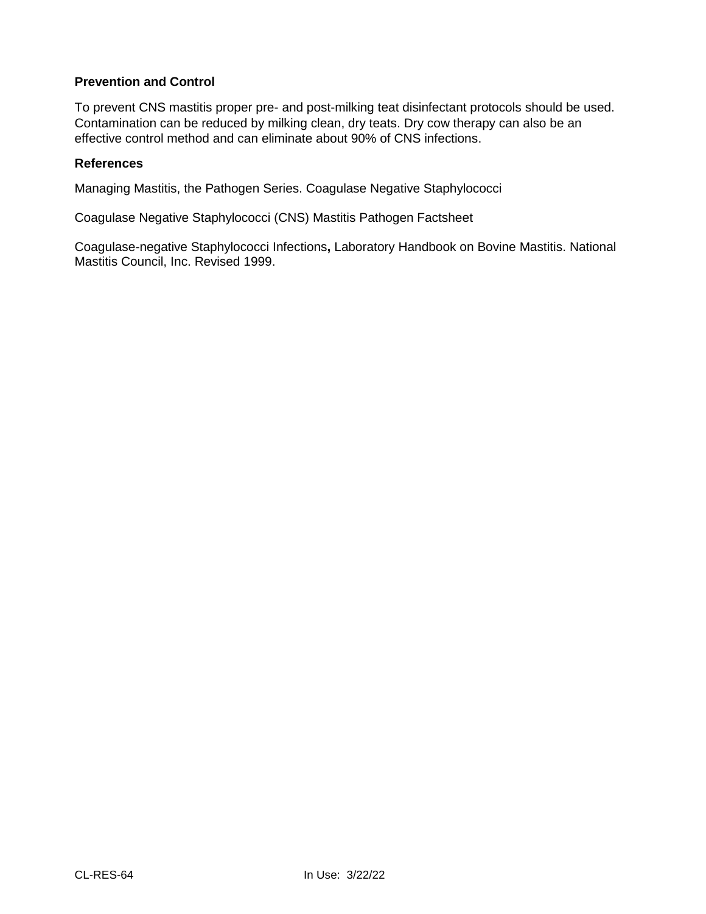**Prevention and Control**

To prevent CNS mastitis proper pre- and post-milking teat disinfectant protocols should be used. Contamination can be reduced by milking clean, dry teats. Dry cow therapy can also be an effective control method and can eliminate about 90% of CNS infections.

**References**

Managing Mastitis, the Pathogen Series. Coagulase Negative Staphylococci

Coagulase Negative Staphylococci (CNS) Mastitis Pathogen Factsheet

Coagulase-negative Staphylococci Infections**,** Laboratory Handbook on Bovine Mastitis. National Mastitis Council, Inc. Revised 1999.

CL-RES-64 In Use: 3/22/22